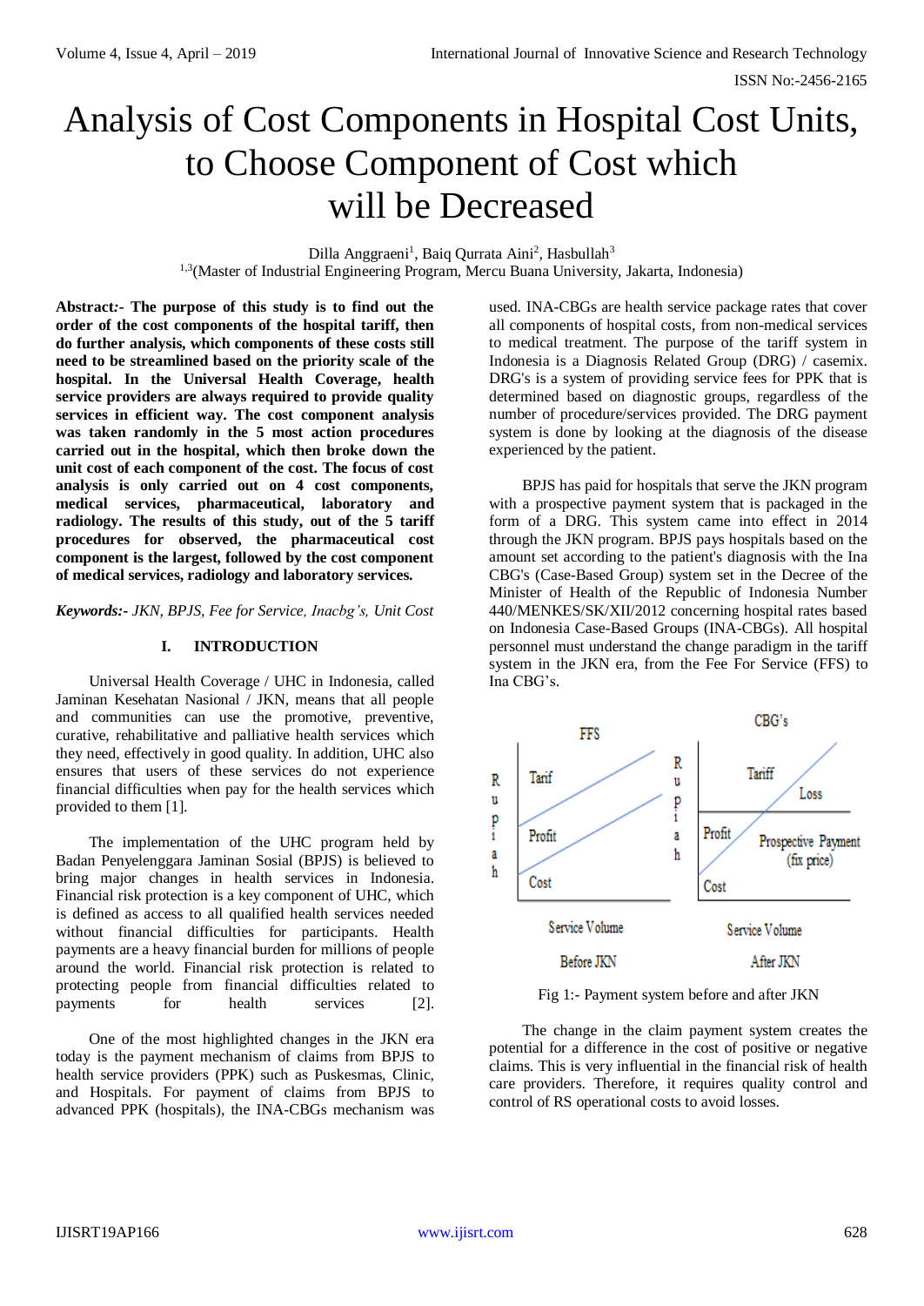# Analysis of Cost Components in Hospital Cost Units, to Choose Component of Cost which will be Decreased

Dilla Anggraeni[1], Baiq Qurrata Aini[2], Hasbullah[3]

[1,3](Master of Industrial Engineering Program, Mercu Buana University, Jakarta, Indonesia)

**Abstract:- The purpose of this study is to find out the order of the cost components of the hospital tariff, then do further analysis, which components of these costs still need to be streamlined based on the priority scale of the hospital. In the Universal Health Coverage, health service providers are always required to provide quality services in efficient way. The cost component analysis was taken randomly in the 5 most action procedures carried out in the hospital, which then broke down the unit cost of each component of the cost. The focus of cost analysis is only carried out on 4 cost components, medical services, pharmaceutical, laboratory and radiology. The results of this study, out of the 5 tariff procedures for observed, the pharmaceutical cost component is the largest, followed by the cost component of medical services, radiology and laboratory services.**

***Keywords:-*** *JKN, BPJS, Fee for Service, Inacbg's, Unit Cost*

## I. INTRODUCTION

Universal Health Coverage / UHC in Indonesia, called Jaminan Kesehatan Nasional / JKN, means that all people and communities can use the promotive, preventive, curative, rehabilitative and palliative health services which they need, effectively in good quality. In addition, UHC also ensures that users of these services do not experience financial difficulties when pay for the health services which provided to them [1].

The implementation of the UHC program held by Badan Penyelenggara Jaminan Sosial (BPJS) is believed to bring major changes in health services in Indonesia. Financial risk protection is a key component of UHC, which is defined as access to all qualified health services needed without financial difficulties for participants. Health payments are a heavy financial burden for millions of people around the world. Financial risk protection is related to protecting people from financial difficulties related to payments for health services [2].

One of the most highlighted changes in the JKN era today is the payment mechanism of claims from BPJS to health service providers (PPK) such as Puskesmas, Clinic, and Hospitals. For payment of claims from BPJS to advanced PPK (hospitals), the INA-CBGs mechanism was used. INA-CBGs are health service package rates that cover all components of hospital costs, from non-medical services to medical treatment. The purpose of the tariff system in Indonesia is a Diagnosis Related Group (DRG) / casemix. DRG's is a system of providing service fees for PPK that is determined based on diagnostic groups, regardless of the number of procedure/services provided. The DRG payment system is done by looking at the diagnosis of the disease experienced by the patient.

BPJS has paid for hospitals that serve the JKN program with a prospective payment system that is packaged in the form of a DRG. This system came into effect in 2014 through the JKN program. BPJS pays hospitals based on the amount set according to the patient's diagnosis with the Ina CBG's (Case-Based Group) system set in the Decree of the Minister of Health of the Republic of Indonesia Number 440/MENKES/SK/XII/2012 concerning hospital rates based on Indonesia Case-Based Groups (INA-CBGs). All hospital personnel must understand the change paradigm in the tariff system in the JKN era, from the Fee For Service (FFS) to Ina CBG's.

Fig 1:- Payment system before and after JKN

The change in the claim payment system creates the potential for a difference in the cost of positive or negative claims. This is very influential in the financial risk of health care providers. Therefore, it requires quality control and control of RS operational costs to avoid losses.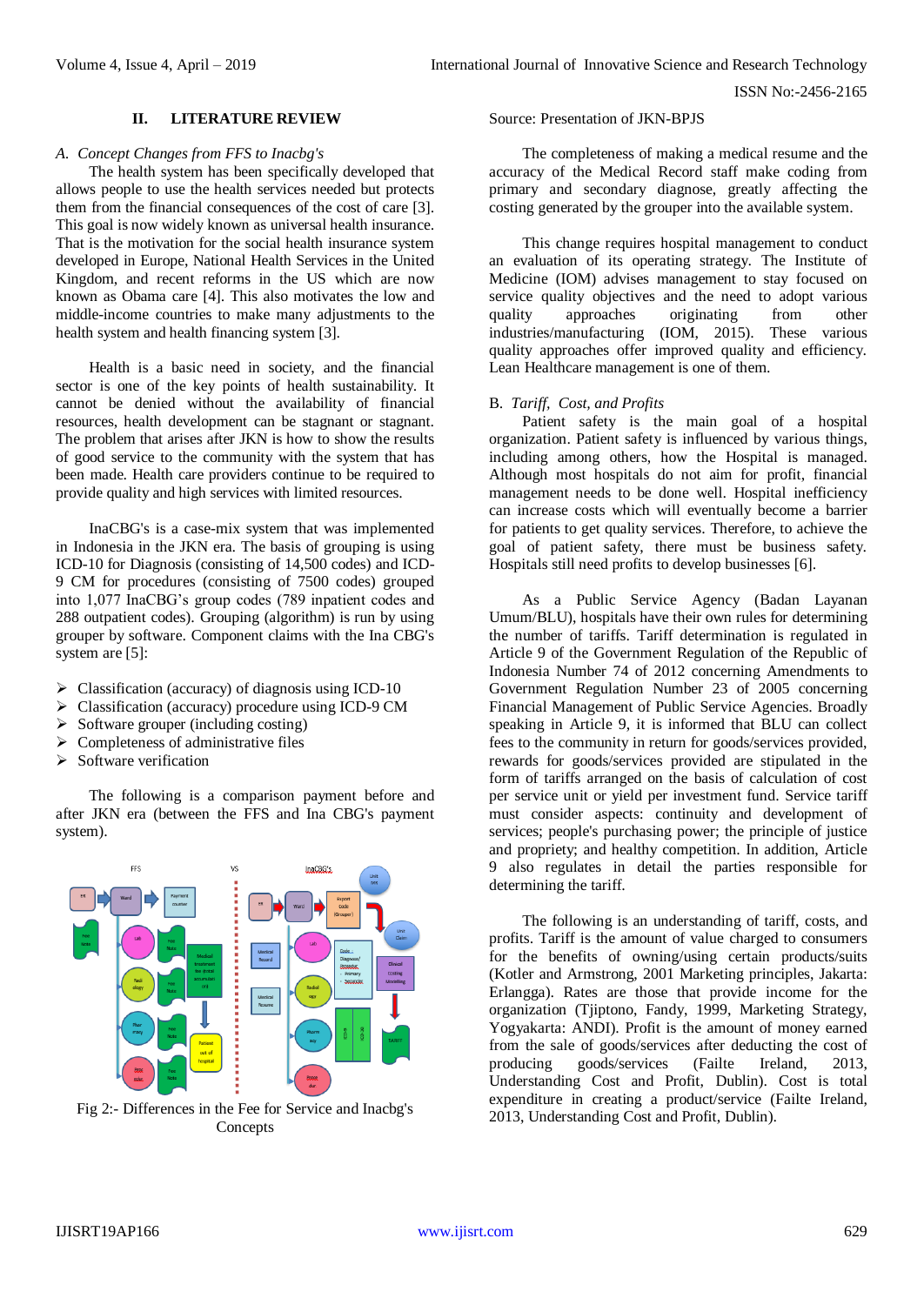## II. LITERATURE REVIEW

### *A. Concept Changes from FFS to Inacbg's*

The health system has been specifically developed that allows people to use the health services needed but protects them from the financial consequences of the cost of care [3]. This goal is now widely known as universal health insurance. That is the motivation for the social health insurance system developed in Europe, National Health Services in the United Kingdom, and recent reforms in the US which are now known as Obama care [4]. This also motivates the low and middle-income countries to make many adjustments to the health system and health financing system [3].

Health is a basic need in society, and the financial sector is one of the key points of health sustainability. It cannot be denied without the availability of financial resources, health development can be stagnant or stagnant. The problem that arises after JKN is how to show the results of good service to the community with the system that has been made. Health care providers continue to be required to provide quality and high services with limited resources.

InaCBG's is a case-mix system that was implemented in Indonesia in the JKN era. The basis of grouping is using ICD-10 for Diagnosis (consisting of 14,500 codes) and ICD-9 CM for procedures (consisting of 7500 codes) grouped into 1,077 InaCBG's group codes (789 inpatient codes and 288 outpatient codes). Grouping (algorithm) is run by using grouper by software. Component claims with the Ina CBG's system are [5]:

- Classification (accuracy) of diagnosis using ICD-10
- Classification (accuracy) procedure using ICD-9 CM
- Software grouper (including costing)
- Completeness of administrative files
- Software verification

The following is a comparison payment before and after JKN era (between the FFS and Ina CBG's payment system).

Fig 2:- Differences in the Fee for Service and Inacbg's Concepts

Source: Presentation of JKN-BPJS

The completeness of making a medical resume and the accuracy of the Medical Record staff make coding from primary and secondary diagnose, greatly affecting the costing generated by the grouper into the available system.

This change requires hospital management to conduct an evaluation of its operating strategy. The Institute of Medicine (IOM) advises management to stay focused on service quality objectives and the need to adopt various quality approaches originating from other industries/manufacturing (IOM, 2015). These various quality approaches offer improved quality and efficiency. Lean Healthcare management is one of them.

### B. *Tariff, Cost, and Profits*

Patient safety is the main goal of a hospital organization. Patient safety is influenced by various things, including among others, how the Hospital is managed. Although most hospitals do not aim for profit, financial management needs to be done well. Hospital inefficiency can increase costs which will eventually become a barrier for patients to get quality services. Therefore, to achieve the goal of patient safety, there must be business safety. Hospitals still need profits to develop businesses [6].

As a Public Service Agency (Badan Layanan Umum/BLU), hospitals have their own rules for determining the number of tariffs. Tariff determination is regulated in Article 9 of the Government Regulation of the Republic of Indonesia Number 74 of 2012 concerning Amendments to Government Regulation Number 23 of 2005 concerning Financial Management of Public Service Agencies. Broadly speaking in Article 9, it is informed that BLU can collect fees to the community in return for goods/services provided, rewards for goods/services provided are stipulated in the form of tariffs arranged on the basis of calculation of cost per service unit or yield per investment fund. Service tariff must consider aspects: continuity and development of services; people's purchasing power; the principle of justice and propriety; and healthy competition. In addition, Article 9 also regulates in detail the parties responsible for determining the tariff.

The following is an understanding of tariff, costs, and profits. Tariff is the amount of value charged to consumers for the benefits of owning/using certain products/suits (Kotler and Armstrong, 2001 Marketing principles, Jakarta: Erlangga). Rates are those that provide income for the organization (Tjiptono, Fandy, 1999, Marketing Strategy, Yogyakarta: ANDI). Profit is the amount of money earned from the sale of goods/services after deducting the cost of producing goods/services (Failte Ireland, 2013, Understanding Cost and Profit, Dublin). Cost is total expenditure in creating a product/service (Failte Ireland, 2013, Understanding Cost and Profit, Dublin).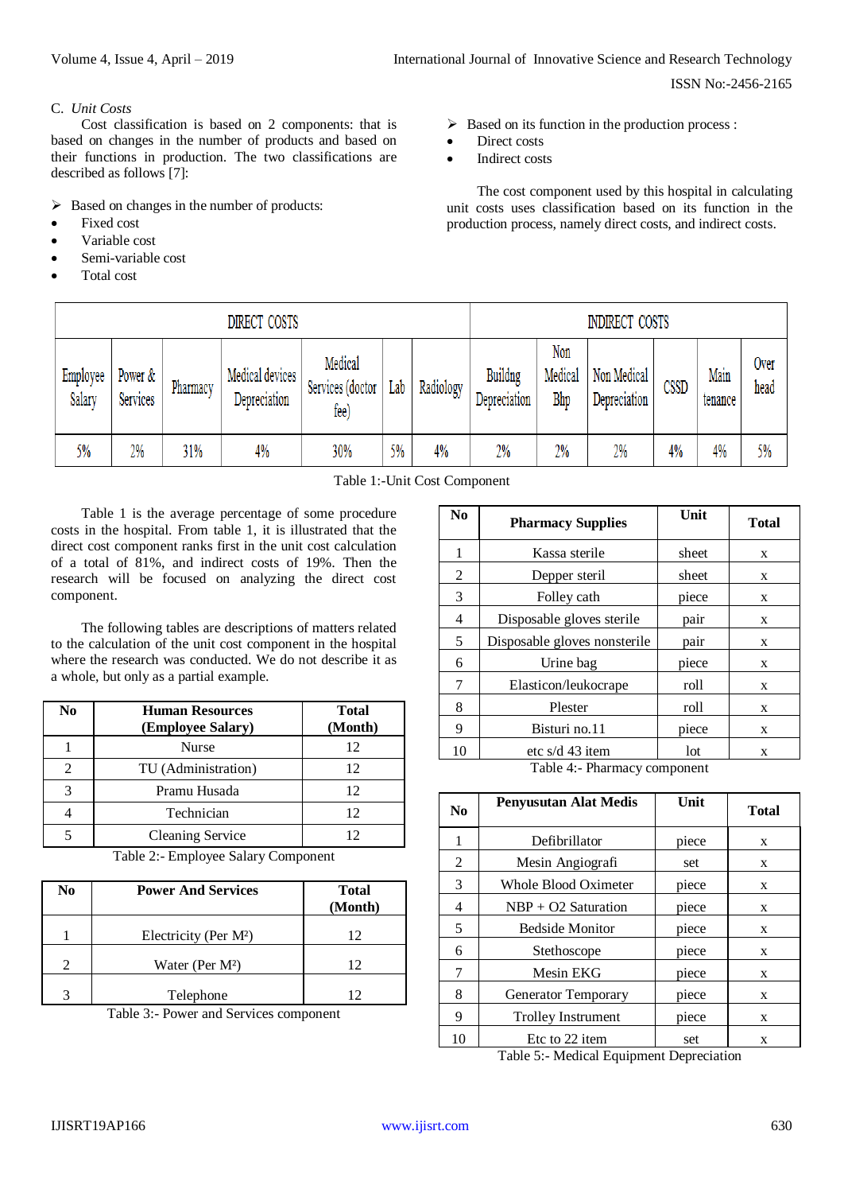### C. *Unit Costs*

Cost classification is based on 2 components: that is based on changes in the number of products and based on their functions in production. The two classifications are described as follows [7]:

- ➢ Based on changes in the number of products:
  - Fixed cost
  - Variable cost
  - Semi-variable cost
  - Total cost
- ➢ Based on its function in the production process :
  - Direct costs
  - Indirect costs

The cost component used by this hospital in calculating unit costs uses classification based on its function in the production process, namely direct costs, and indirect costs.

| DIRECT COSTS | | | | | | | INDIRECT COSTS | | | | | |
|---|---|---|---|---|---|---|---|---|---|---|---|---|
| Employee Salary | Power & Services | Pharmacy | Medical devices Depreciation | Medical Services (doctor fee) | Lab | Radiology | Buildng Depreciation | Non Medical Bhp | Non Medical Depreciation | CSSD | Main tenance | Over head |
| 5% | 2% | 31% | 4% | 30% | 5% | 4% | 2% | 2% | 2% | 4% | 4% | 5% |

Table 1:-Unit Cost Component

Table 1 is the average percentage of some procedure costs in the hospital. From table 1, it is illustrated that the direct cost component ranks first in the unit cost calculation of a total of 81%, and indirect costs of 19%. Then the research will be focused on analyzing the direct cost component.

The following tables are descriptions of matters related to the calculation of the unit cost component in the hospital where the research was conducted. We do not describe it as a whole, but only as a partial example.

| No | Human Resources (Employee Salary) | Total (Month) |
|---|---|---|
| 1 | Nurse | 12 |
| 2 | TU (Administration) | 12 |
| 3 | Pramu Husada | 12 |
| 4 | Technician | 12 |
| 5 | Cleaning Service | 12 |

Table 2:- Employee Salary Component

| No | Power And Services | Total (Month) |
|---|---|---|
| 1 | Electricity (Per M²) | 12 |
| 2 | Water (Per M²) | 12 |
| 3 | Telephone | 12 |

Table 3:- Power and Services component

| No | Pharmacy Supplies | Unit | Total |
|---|---|---|---|
| 1 | Kassa sterile | sheet | x |
| 2 | Depper steril | sheet | x |
| 3 | Folley cath | piece | x |
| 4 | Disposable gloves sterile | pair | x |
| 5 | Disposable gloves nonsterile | pair | x |
| 6 | Urine bag | piece | x |
| 7 | Elasticon/leukocrape | roll | x |
| 8 | Plester | roll | x |
| 9 | Bisturi no.11 | piece | x |
| 10 | etc s/d 43 item | lot | x |

Table 4:- Pharmacy component

| No | Penyusutan Alat Medis | Unit | Total |
|---|---|---|---|
| 1 | Defibrillator | piece | x |
| 2 | Mesin Angiografi | set | x |
| 3 | Whole Blood Oximeter | piece | x |
| 4 | NBP + O2 Saturation | piece | x |
| 5 | Bedside Monitor | piece | x |
| 6 | Stethoscope | piece | x |
| 7 | Mesin EKG | piece | x |
| 8 | Generator Temporary | piece | x |
| 9 | Trolley Instrument | piece | x |
| 10 | Etc to 22 item | set | x |

Table 5:- Medical Equipment Depreciation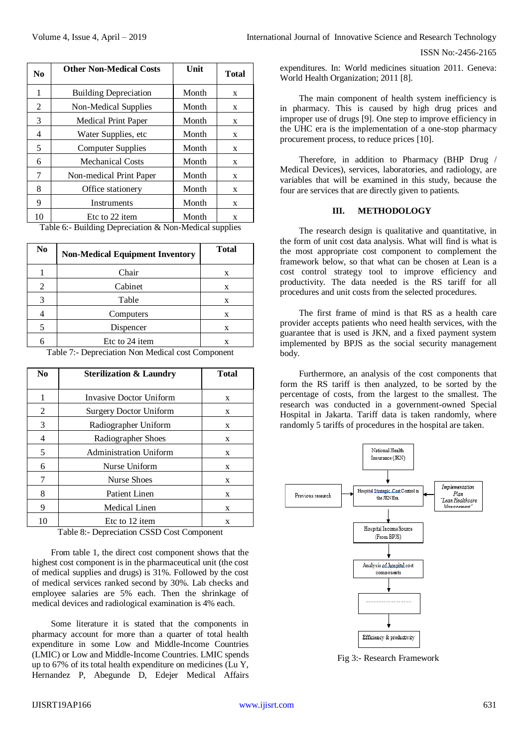| No | Other Non-Medical Costs | Unit | Total |
|---|---|---|---|
| 1 | Building Depreciation | Month | x |
| 2 | Non-Medical Supplies | Month | x |
| 3 | Medical Print Paper | Month | x |
| 4 | Water Supplies, etc | Month | x |
| 5 | Computer Supplies | Month | x |
| 6 | Mechanical Costs | Month | x |
| 7 | Non-medical Print Paper | Month | x |
| 8 | Office stationery | Month | x |
| 9 | Instruments | Month | x |
| 10 | Etc to 22 item | Month | x |

Table 6:- Building Depreciation & Non-Medical supplies

| No | Non-Medical Equipment Inventory | Total |
|---|---|---|
| 1 | Chair | x |
| 2 | Cabinet | x |
| 3 | Table | x |
| 4 | Computers | x |
| 5 | Dispencer | x |
| 6 | Etc to 24 item | x |

Table 7:- Depreciation Non Medical cost Component

| No | Sterilization & Laundry | Total |
|---|---|---|
| 1 | Invasive Doctor Uniform | x |
| 2 | Surgery Doctor Uniform | x |
| 3 | Radiographer Uniform | x |
| 4 | Radiographer Shoes | x |
| 5 | Administration Uniform | x |
| 6 | Nurse Uniform | x |
| 7 | Nurse Shoes | x |
| 8 | Patient Linen | x |
| 9 | Medical Linen | x |
| 10 | Etc to 12 item | x |

Table 8:- Depreciation CSSD Cost Component

From table 1, the direct cost component shows that the highest cost component is in the pharmaceutical unit (the cost of medical supplies and drugs) is 31%. Followed by the cost of medical services ranked second by 30%. Lab checks and employee salaries are 5% each. Then the shrinkage of medical devices and radiological examination is 4% each.

Some literature it is stated that the components in pharmacy account for more than a quarter of total health expenditure in some Low and Middle-Income Countries (LMIC) or Low and Middle-Income Countries. LMIC spends up to 67% of its total health expenditure on medicines (Lu Y, Hernandez P, Abegunde D, Edejer Medical Affairs expenditures. In: World medicines situation 2011. Geneva: World Health Organization; 2011 [8].

The main component of health system inefficiency is in pharmacy. This is caused by high drug prices and improper use of drugs [9]. One step to improve efficiency in the UHC era is the implementation of a one-stop pharmacy procurement process, to reduce prices [10].

Therefore, in addition to Pharmacy (BHP Drug / Medical Devices), services, laboratories, and radiology, are variables that will be examined in this study, because the four are services that are directly given to patients.

## III. METHODOLOGY

The research design is qualitative and quantitative, in the form of unit cost data analysis. What will find is what is the most appropriate cost component to complement the framework below, so that what can be chosen at Lean is a cost control strategy tool to improve efficiency and productivity. The data needed is the RS tariff for all procedures and unit costs from the selected procedures.

The first frame of mind is that RS as a health care provider accepts patients who need health services, with the guarantee that is used is JKN, and a fixed payment system implemented by BPJS as the social security management body.

Furthermore, an analysis of the cost components that form the RS tariff is then analyzed, to be sorted by the percentage of costs, from the largest to the smallest. The research was conducted in a government-owned Special Hospital in Jakarta. Tariff data is taken randomly, where randomly 5 tariffs of procedures in the hospital are taken.

National Health Insurance (JKN) → Hospital Strategic Cost Control in the JKN Era. (Previous research → ; ← Implementation Plan "Lean Healthcare Management") → Hospital Income Source (From BPJS) → Analysis of hospital cost components → ............................ → Efficiency & productivity

Fig 3:- Research Framework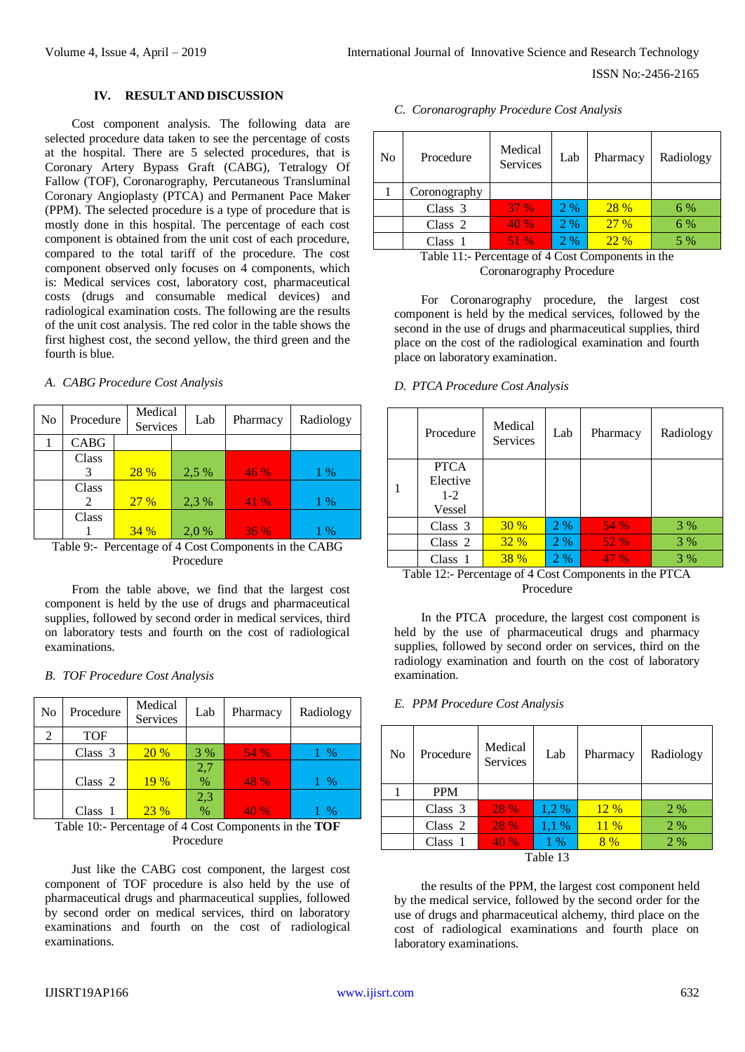## IV. RESULT AND DISCUSSION

Cost component analysis. The following data are selected procedure data taken to see the percentage of costs at the hospital. There are 5 selected procedures, that is Coronary Artery Bypass Graft (CABG), Tetralogy Of Fallow (TOF), Coronarography, Percutaneous Transluminal Coronary Angioplasty (PTCA) and Permanent Pace Maker (PPM). The selected procedure is a type of procedure that is mostly done in this hospital. The percentage of each cost component is obtained from the unit cost of each procedure, compared to the total tariff of the procedure. The cost component observed only focuses on 4 components, which is: Medical services cost, laboratory cost, pharmaceutical costs (drugs and consumable medical devices) and radiological examination costs. The following are the results of the unit cost analysis. The red color in the table shows the first highest cost, the second yellow, the third green and the fourth is blue.

### A. CABG Procedure Cost Analysis

| No | Procedure | Medical Services | Lab | Pharmacy | Radiology |
|---|---|---|---|---|---|
| 1 | CABG | | | | |
| | Class 3 | 28 % | 2,5 % | 46 % | 1 % |
| | Class 2 | 27 % | 2,3 % | 41 % | 1 % |
| | Class 1 | 34 % | 2,0 % | 36 % | 1 % |

Table 9:- Percentage of 4 Cost Components in the CABG Procedure

From the table above, we find that the largest cost component is held by the use of drugs and pharmaceutical supplies, followed by second order in medical services, third on laboratory tests and fourth on the cost of radiological examinations.

### B. TOF Procedure Cost Analysis

| No | Procedure | Medical Services | Lab | Pharmacy | Radiology |
|---|---|---|---|---|---|
| 2 | TOF | | | | |
| | Class 3 | 20 % | 3 % | 54 % | 1 % |
| | Class 2 | 19 % | 2,7 % | 48 % | 1 % |
| | Class 1 | 23 % | 2,3 % | 40 % | 1 % |

Table 10:- Percentage of 4 Cost Components in the **TOF** Procedure

Just like the CABG cost component, the largest cost component of TOF procedure is also held by the use of pharmaceutical drugs and pharmaceutical supplies, followed by second order on medical services, third on laboratory examinations and fourth on the cost of radiological examinations.

### C. Coronarography Procedure Cost Analysis

| No | Procedure | Medical Services | Lab | Pharmacy | Radiology |
|---|---|---|---|---|---|
| 1 | Coronography | | | | |
| | Class 3 | 37 % | 2 % | 28 % | 6 % |
| | Class 2 | 40 % | 2 % | 27 % | 6 % |
| | Class 1 | 51 % | 2 % | 22 % | 5 % |

Table 11:- Percentage of 4 Cost Components in the Coronarography Procedure

For Coronarography procedure, the largest cost component is held by the medical services, followed by the second in the use of drugs and pharmaceutical supplies, third place on the cost of the radiological examination and fourth place on laboratory examination.

### D. PTCA Procedure Cost Analysis

| | Procedure | Medical Services | Lab | Pharmacy | Radiology |
|---|---|---|---|---|---|
| 1 | PTCA Elective 1-2 Vessel | | | | |
| | Class 3 | 30 % | 2 % | 54 % | 3 % |
| | Class 2 | 32 % | 2 % | 52 % | 3 % |
| | Class 1 | 38 % | 2 % | 47 % | 3 % |

Table 12:- Percentage of 4 Cost Components in the PTCA Procedure

In the PTCA procedure, the largest cost component is held by the use of pharmaceutical drugs and pharmacy supplies, followed by second order on services, third on the radiology examination and fourth on the cost of laboratory examination.

### E. PPM Procedure Cost Analysis

| No | Procedure | Medical Services | Lab | Pharmacy | Radiology |
|---|---|---|---|---|---|
| 1 | PPM | | | | |
| | Class 3 | 28 % | 1,2 % | 12 % | 2 % |
| | Class 2 | 28 % | 1,1 % | 11 % | 2 % |
| | Class 1 | 40 % | 1 % | 8 % | 2 % |

Table 13

the results of the PPM, the largest cost component held by the medical service, followed by the second order for the use of drugs and pharmaceutical alchemy, third place on the cost of radiological examinations and fourth place on laboratory examinations.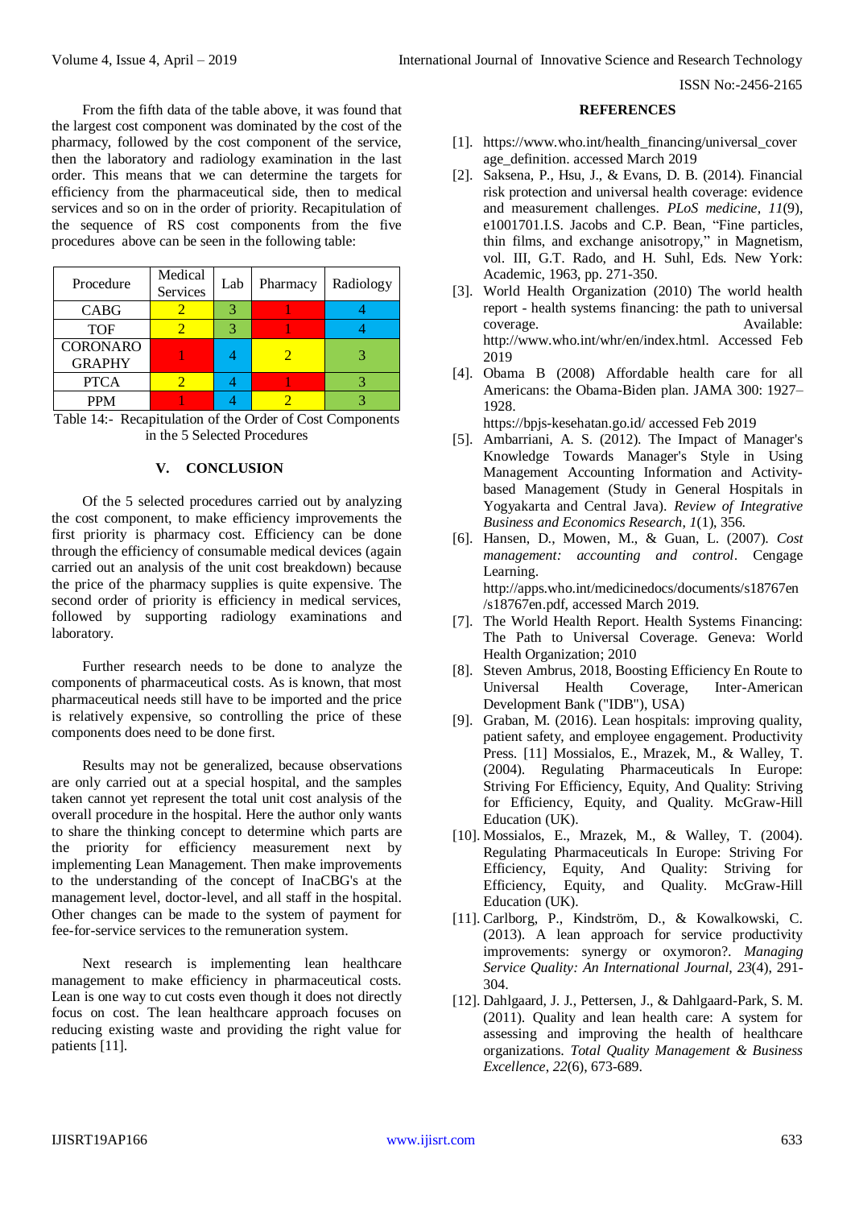From the fifth data of the table above, it was found that the largest cost component was dominated by the cost of the pharmacy, followed by the cost component of the service, then the laboratory and radiology examination in the last order. This means that we can determine the targets for efficiency from the pharmaceutical side, then to medical services and so on in the order of priority. Recapitulation of the sequence of RS cost components from the five procedures above can be seen in the following table:

| Procedure | Medical Services | Lab | Pharmacy | Radiology |
|---|---|---|---|---|
| CABG | 2 | 3 | 1 | 4 |
| TOF | 2 | 3 | 1 | 4 |
| CORONARO GRAPHY | 1 | 4 | 2 | 3 |
| PTCA | 2 | 4 | 1 | 3 |
| PPM | 1 | 4 | 2 | 3 |

Table 14:- Recapitulation of the Order of Cost Components in the 5 Selected Procedures

## V. CONCLUSION

Of the 5 selected procedures carried out by analyzing the cost component, to make efficiency improvements the first priority is pharmacy cost. Efficiency can be done through the efficiency of consumable medical devices (again carried out an analysis of the unit cost breakdown) because the price of the pharmacy supplies is quite expensive. The second order of priority is efficiency in medical services, followed by supporting radiology examinations and laboratory.

Further research needs to be done to analyze the components of pharmaceutical costs. As is known, that most pharmaceutical needs still have to be imported and the price is relatively expensive, so controlling the price of these components does need to be done first.

Results may not be generalized, because observations are only carried out at a special hospital, and the samples taken cannot yet represent the total unit cost analysis of the overall procedure in the hospital. Here the author only wants to share the thinking concept to determine which parts are the priority for efficiency measurement next by implementing Lean Management. Then make improvements to the understanding of the concept of InaCBG's at the management level, doctor-level, and all staff in the hospital. Other changes can be made to the system of payment for fee-for-service services to the remuneration system.

Next research is implementing lean healthcare management to make efficiency in pharmaceutical costs. Lean is one way to cut costs even though it does not directly focus on cost. The lean healthcare approach focuses on reducing existing waste and providing the right value for patients [11].

## REFERENCES

[1]. https://www.who.int/health_financing/universal_coverage_definition. accessed March 2019

[2]. Saksena, P., Hsu, J., & Evans, D. B. (2014). Financial risk protection and universal health coverage: evidence and measurement challenges. *PLoS medicine*, *11*(9), e1001701.I.S. Jacobs and C.P. Bean, "Fine particles, thin films, and exchange anisotropy," in Magnetism, vol. III, G.T. Rado, and H. Suhl, Eds. New York: Academic, 1963, pp. 271-350.

[3]. World Health Organization (2010) The world health report - health systems financing: the path to universal coverage. Available: http://www.who.int/whr/en/index.html. Accessed Feb 2019

[4]. Obama B (2008) Affordable health care for all Americans: the Obama-Biden plan. JAMA 300: 1927–1928.
https://bpjs-kesehatan.go.id/ accessed Feb 2019

[5]. Ambarriani, A. S. (2012). The Impact of Manager's Knowledge Towards Manager's Style in Using Management Accounting Information and Activity-based Management (Study in General Hospitals in Yogyakarta and Central Java). *Review of Integrative Business and Economics Research*, *1*(1), 356.

[6]. Hansen, D., Mowen, M., & Guan, L. (2007). *Cost management: accounting and control*. Cengage Learning.
http://apps.who.int/medicinedocs/documents/s18767en/s18767en.pdf, accessed March 2019.

[7]. The World Health Report. Health Systems Financing: The Path to Universal Coverage. Geneva: World Health Organization; 2010

[8]. Steven Ambrus, 2018, Boosting Efficiency En Route to Universal Health Coverage, Inter-American Development Bank ("IDB"), USA)

[9]. Graban, M. (2016). Lean hospitals: improving quality, patient safety, and employee engagement. Productivity Press. [11] Mossialos, E., Mrazek, M., & Walley, T. (2004). Regulating Pharmaceuticals In Europe: Striving For Efficiency, Equity, And Quality: Striving for Efficiency, Equity, and Quality. McGraw-Hill Education (UK).

[10]. Mossialos, E., Mrazek, M., & Walley, T. (2004). Regulating Pharmaceuticals In Europe: Striving For Efficiency, Equity, And Quality: Striving for Efficiency, Equity, and Quality. McGraw-Hill Education (UK).

[11]. Carlborg, P., Kindström, D., & Kowalkowski, C. (2013). A lean approach for service productivity improvements: synergy or oxymoron?. *Managing Service Quality: An International Journal*, *23*(4), 291-304.

[12]. Dahlgaard, J. J., Pettersen, J., & Dahlgaard-Park, S. M. (2011). Quality and lean health care: A system for assessing and improving the health of healthcare organizations. *Total Quality Management & Business Excellence*, *22*(6), 673-689.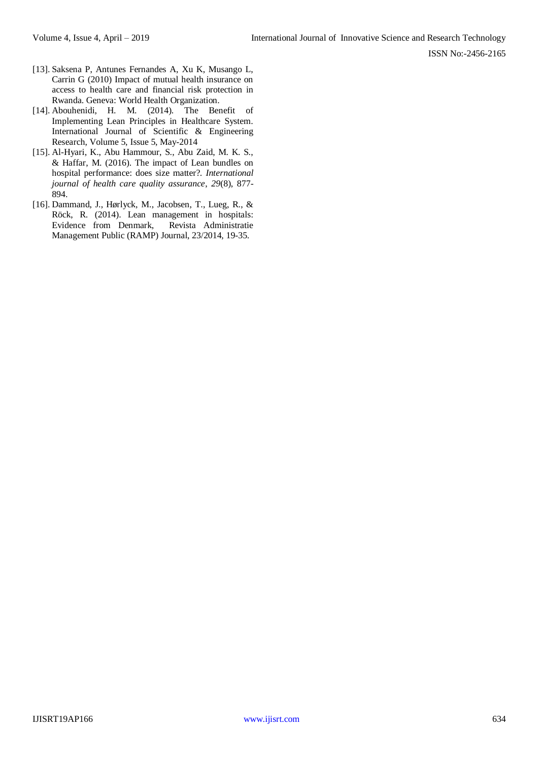[13]. Saksena P, Antunes Fernandes A, Xu K, Musango L, Carrin G (2010) Impact of mutual health insurance on access to health care and financial risk protection in Rwanda. Geneva: World Health Organization.

[14]. Abouhenidi, H. M. (2014). The Benefit of Implementing Lean Principles in Healthcare System. International Journal of Scientific & Engineering Research, Volume 5, Issue 5, May-2014

[15]. Al-Hyari, K., Abu Hammour, S., Abu Zaid, M. K. S., & Haffar, M. (2016). The impact of Lean bundles on hospital performance: does size matter?. *International journal of health care quality assurance*, *29*(8), 877-894.

[16]. Dammand, J., Hørlyck, M., Jacobsen, T., Lueg, R., & Röck, R. (2014). Lean management in hospitals: Evidence from Denmark, Revista Administratie Management Public (RAMP) Journal, 23/2014, 19-35.